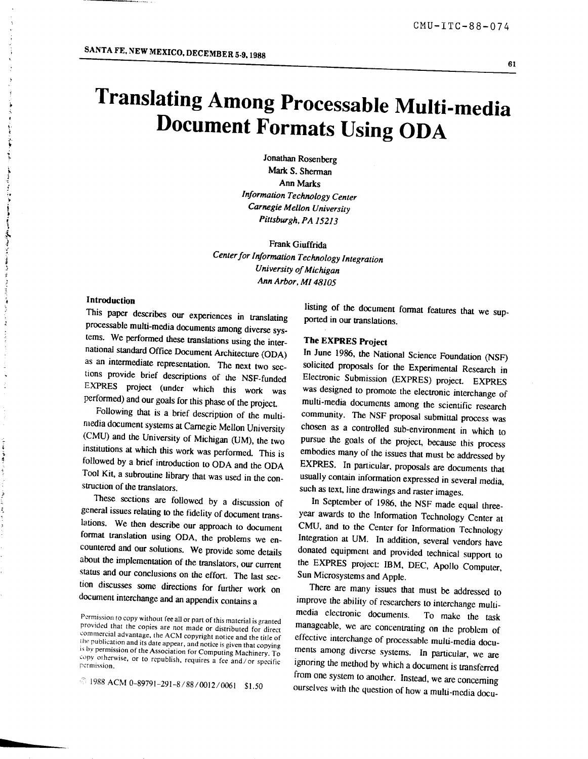# Translating Among Processable Multi-media Document Formats Using ODA

Jonathan Rosenberg
Mark S. Sherman
Ann Marks
*Information Technology Center*
*Carnegie Mellon University*
*Pittsburgh, PA 15213*

Frank Giuffrida
*Center for Information Technology Integration*
*University of Michigan*
*Ann Arbor, MI 48105*

## Introduction

This paper describes our experiences in translating processable multi-media documents among diverse systems. We performed these translations using the international standard Office Document Architecture (ODA) as an intermediate representation. The next two sections provide brief descriptions of the NSF-funded EXPRES project (under which this work was performed) and our goals for this phase of the project.

Following that is a brief description of the multi-media document systems at Carnegie Mellon University (CMU) and the University of Michigan (UM), the two institutions at which this work was performed. This is followed by a brief introduction to ODA and the ODA Tool Kit, a subroutine library that was used in the construction of the translators.

These sections are followed by a discussion of general issues relating to the fidelity of document translations. We then describe our approach to document format translation using ODA, the problems we encountered and our solutions. We provide some details about the implementation of the translators, our current status and our conclusions on the effort. The last section discusses some directions for further work on document interchange and an appendix contains a listing of the document format features that we supported in our translations.

Permission to copy without fee all or part of this material is granted provided that the copies are not made or distributed for direct commercial advantage, the ACM copyright notice and the title of the publication and its date appear, and notice is given that copying is by permission of the Association for Computing Machinery. To copy otherwise, or to republish, requires a fee and/or specific permission.

© 1988 ACM 0-89791-291-8/88/0012/0061 $1.50

## The EXPRES Project

In June 1986, the National Science Foundation (NSF) solicited proposals for the Experimental Research in Electronic Submission (EXPRES) project. EXPRES was designed to promote the electronic interchange of multi-media documents among the scientific research community. The NSF proposal submittal process was chosen as a controlled sub-environment in which to pursue the goals of the project, because this process embodies many of the issues that must be addressed by EXPRES. In particular, proposals are documents that usually contain information expressed in several media, such as text, line drawings and raster images.

In September of 1986, the NSF made equal three-year awards to the Information Technology Center at CMU, and to the Center for Information Technology Integration at UM. In addition, several vendors have donated equipment and provided technical support to the EXPRES project: IBM, DEC, Apollo Computer, Sun Microsystems and Apple.

There are many issues that must be addressed to improve the ability of researchers to interchange multi-media electronic documents. To make the task manageable, we are concentrating on the problem of effective interchange of processable multi-media documents among diverse systems. In particular, we are ignoring the method by which a document is transferred from one system to another. Instead, we are concerning ourselves with the question of how a multi-media docu-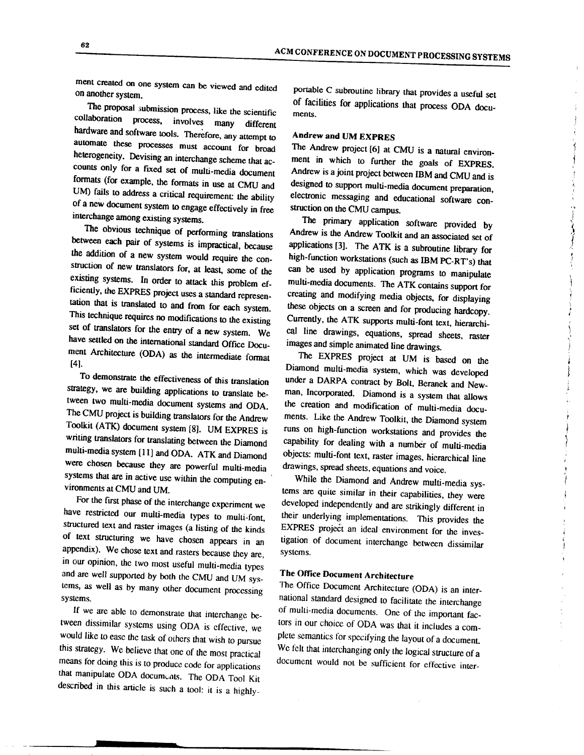ment created on one system can be viewed and edited on another system.

The proposal submission process, like the scientific collaboration process, involves many different hardware and software tools. Therefore, any attempt to automate these processes must account for broad heterogeneity. Devising an interchange scheme that accounts only for a fixed set of multi-media document formats (for example, the formats in use at CMU and UM) fails to address a critical requirement: the ability of a new document system to engage effectively in free interchange among existing systems.

The obvious technique of performing translations between each pair of systems is impractical, because the addition of a new system would require the construction of new translators for, at least, some of the existing systems. In order to attack this problem efficiently, the EXPRES project uses a standard representation that is translated to and from for each system. This technique requires no modifications to the existing set of translators for the entry of a new system. We have settled on the international standard Office Document Architecture (ODA) as the intermediate format [4].

To demonstrate the effectiveness of this translation strategy, we are building applications to translate between two multi-media document systems and ODA. The CMU project is building translators for the Andrew Toolkit (ATK) document system [8]. UM EXPRES is writing translators for translating between the Diamond multi-media system [11] and ODA. ATK and Diamond were chosen because they are powerful multi-media systems that are in active use within the computing environments at CMU and UM.

For the first phase of the interchange experiment we have restricted our multi-media types to multi-font, structured text and raster images (a listing of the kinds of text structuring we have chosen appears in an appendix). We chose text and rasters because they are, in our opinion, the two most useful multi-media types and are well supported by both the CMU and UM systems, as well as by many other document processing systems.

If we are able to demonstrate that interchange between dissimilar systems using ODA is effective, we would like to ease the task of others that wish to pursue this strategy. We believe that one of the most practical means for doing this is to produce code for applications that manipulate ODA documents. The ODA Tool Kit described in this article is such a tool: it is a highly-portable C subroutine library that provides a useful set of facilities for applications that process ODA documents.

### Andrew and UM EXPRES

The Andrew project [6] at CMU is a natural environment in which to further the goals of EXPRES. Andrew is a joint project between IBM and CMU and is designed to support multi-media document preparation, electronic messaging and educational software construction on the CMU campus.

The primary application software provided by Andrew is the Andrew Toolkit and an associated set of applications [3]. The ATK is a subroutine library for high-function workstations (such as IBM PC-RT's) that can be used by application programs to manipulate multi-media documents. The ATK contains support for creating and modifying media objects, for displaying these objects on a screen and for producing hardcopy. Currently, the ATK supports multi-font text, hierarchical line drawings, equations, spread sheets, raster images and simple animated line drawings.

The EXPRES project at UM is based on the Diamond multi-media system, which was developed under a DARPA contract by Bolt, Beranek and Newman, Incorporated. Diamond is a system that allows the creation and modification of multi-media documents. Like the Andrew Toolkit, the Diamond system runs on high-function workstations and provides the capability for dealing with a number of multi-media objects: multi-font text, raster images, hierarchical line drawings, spread sheets, equations and voice.

While the Diamond and Andrew multi-media systems are quite similar in their capabilities, they were developed independently and are strikingly different in their underlying implementations. This provides the EXPRES project an ideal environment for the investigation of document interchange between dissimilar systems.

### The Office Document Architecture

The Office Document Architecture (ODA) is an international standard designed to facilitate the interchange of multi-media documents. One of the important factors in our choice of ODA was that it includes a complete semantics for specifying the layout of a document. We felt that interchanging only the logical structure of a document would not be sufficient for effective inter-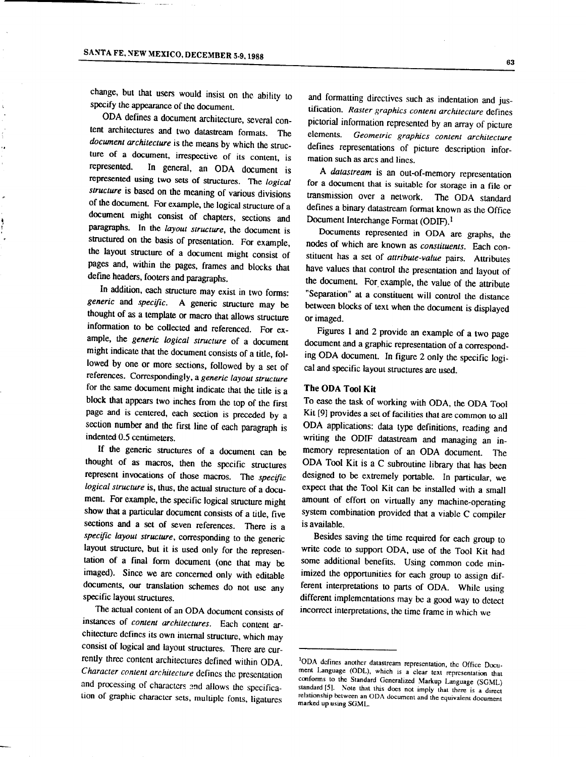change, but that users would insist on the ability to specify the appearance of the document.

ODA defines a document architecture, several content architectures and two datastream formats. The *document architecture* is the means by which the structure of a document, irrespective of its content, is represented. In general, an ODA document is represented using two sets of structures. The *logical structure* is based on the meaning of various divisions of the document. For example, the logical structure of a document might consist of chapters, sections and paragraphs. In the *layout structure*, the document is structured on the basis of presentation. For example, the layout structure of a document might consist of pages and, within the pages, frames and blocks that define headers, footers and paragraphs.

In addition, each structure may exist in two forms: *generic* and *specific*. A generic structure may be thought of as a template or macro that allows structure information to be collected and referenced. For example, the *generic logical structure* of a document might indicate that the document consists of a title, followed by one or more sections, followed by a set of references. Correspondingly, a *generic layout structure* for the same document might indicate that the title is a block that appears two inches from the top of the first page and is centered, each section is preceded by a section number and the first line of each paragraph is indented 0.5 centimeters.

If the generic structures of a document can be thought of as macros, then the specific structures represent invocations of those macros. The *specific logical structure* is, thus, the actual structure of a document. For example, the specific logical structure might show that a particular document consists of a title, five sections and a set of seven references. There is a *specific layout structure*, corresponding to the generic layout structure, but it is used only for the representation of a final form document (one that may be imaged). Since we are concerned only with editable documents, our translation schemes do not use any specific layout structures.

The actual content of an ODA document consists of instances of *content architectures*. Each content architecture defines its own internal structure, which may consist of logical and layout structures. There are currently three content architectures defined within ODA. *Character content architecture* defines the presentation and processing of characters and allows the specification of graphic character sets, multiple fonts, ligatures and formatting directives such as indentation and justification. *Raster graphics content architecture* defines pictorial information represented by an array of picture elements. *Geometric graphics content architecture* defines representations of picture description information such as arcs and lines.

A *datastream* is an out-of-memory representation for a document that is suitable for storage in a file or transmission over a network. The ODA standard defines a binary datastream format known as the Office Document Interchange Format (ODIF).[1]

Documents represented in ODA are graphs, the nodes of which are known as *constituents*. Each constituent has a set of *attribute-value* pairs. Attributes have values that control the presentation and layout of the document. For example, the value of the attribute "Separation" at a constituent will control the distance between blocks of text when the document is displayed or imaged.

Figures 1 and 2 provide an example of a two page document and a graphic representation of a corresponding ODA document. In figure 2 only the specific logical and specific layout structures are used.

### The ODA Tool Kit

To ease the task of working with ODA, the ODA Tool Kit [9] provides a set of facilities that are common to all ODA applications: data type definitions, reading and writing the ODIF datastream and managing an in-memory representation of an ODA document. The ODA Tool Kit is a C subroutine library that has been designed to be extremely portable. In particular, we expect that the Tool Kit can be installed with a small amount of effort on virtually any machine-operating system combination provided that a viable C compiler is available.

Besides saving the time required for each group to write code to support ODA, use of the Tool Kit had some additional benefits. Using common code minimized the opportunities for each group to assign different interpretations to parts of ODA. While using different implementations may be a good way to detect incorrect interpretations, the time frame in which we

---

[1]ODA defines another datastream representation, the Office Document Language (ODL), which is a clear text representation that conforms to the Standard Generalized Markup Language (SGML) standard [5]. Note that this does not imply that there is a direct relationship between an ODA document and the equivalent document marked up using SGML.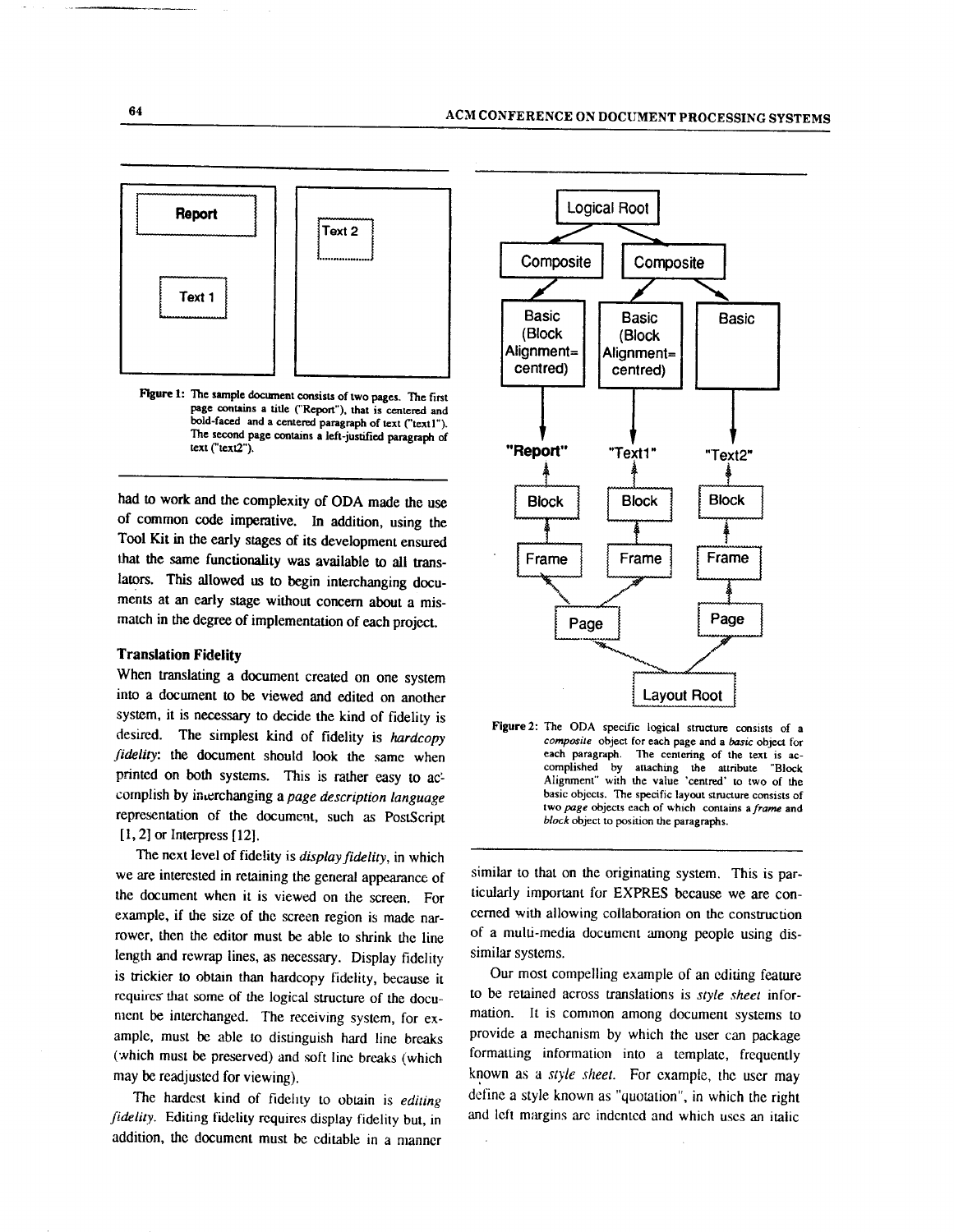Figure 1: The sample document consists of two pages. The first page contains a title ("Report"), that is centered and bold-faced and a centered paragraph of text ("text1"). The second page contains a left-justified paragraph of text ("text2").

Figure 2: The ODA specific logical structure consists of a *composite* object for each page and a *basic* object for each paragraph. The centering of the text is accomplished by attaching the attribute "Block Alignment" with the value 'centred' to two of the basic objects. The specific layout structure consists of two *page* objects each of which contains a *frame* and *block* object to position the paragraphs.

had to work and the complexity of ODA made the use of common code imperative. In addition, using the Tool Kit in the early stages of its development ensured that the same functionality was available to all translators. This allowed us to begin interchanging documents at an early stage without concern about a mismatch in the degree of implementation of each project.

### Translation Fidelity

When translating a document created on one system into a document to be viewed and edited on another system, it is necessary to decide the kind of fidelity is desired. The simplest kind of fidelity is *hardcopy fidelity*: the document should look the same when printed on both systems. This is rather easy to accomplish by interchanging a *page description language* representation of the document, such as PostScript [1, 2] or Interpress [12].

The next level of fidelity is *display fidelity*, in which we are interested in retaining the general appearance of the document when it is viewed on the screen. For example, if the size of the screen region is made narrower, then the editor must be able to shrink the line length and rewrap lines, as necessary. Display fidelity is trickier to obtain than hardcopy fidelity, because it requires that some of the logical structure of the document be interchanged. The receiving system, for example, must be able to distinguish hard line breaks (which must be preserved) and soft line breaks (which may be readjusted for viewing).

The hardest kind of fidelity to obtain is *editing fidelity*. Editing fidelity requires display fidelity but, in addition, the document must be editable in a manner similar to that on the originating system. This is particularly important for EXPRES because we are concerned with allowing collaboration on the construction of a multi-media document among people using dissimilar systems.

Our most compelling example of an editing feature to be retained across translations is *style sheet* information. It is common among document systems to provide a mechanism by which the user can package formatting information into a template, frequently known as a *style sheet*. For example, the user may define a style known as "quotation", in which the right and left margins are indented and which uses an italic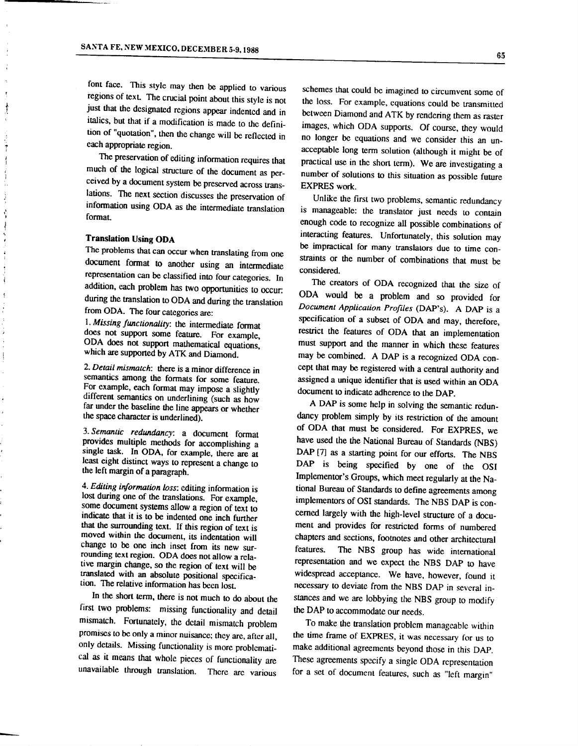font face. This style may then be applied to various regions of text. The crucial point about this style is not just that the designated regions appear indented and in italics, but that if a modification is made to the definition of "quotation", then the change will be reflected in each appropriate region.

The preservation of editing information requires that much of the logical structure of the document as perceived by a document system be preserved across translations. The next section discusses the preservation of information using ODA as the intermediate translation format.

### Translation Using ODA

The problems that can occur when translating from one document format to another using an intermediate representation can be classified into four categories. In addition, each problem has two opportunities to occur: during the translation to ODA and during the translation from ODA. The four categories are:

1. *Missing functionality*: the intermediate format does not support some feature. For example, ODA does not support mathematical equations, which are supported by ATK and Diamond.

2. *Detail mismatch*: there is a minor difference in semantics among the formats for some feature. For example, each format may impose a slightly different semantics on underlining (such as how far under the baseline the line appears or whether the space character is underlined).

3. *Semantic redundancy*: a document format provides multiple methods for accomplishing a single task. In ODA, for example, there are at least eight distinct ways to represent a change to the left margin of a paragraph.

4. *Editing information loss*: editing information is lost during one of the translations. For example, some document systems allow a region of text to indicate that it is to be indented one inch further that the surrounding text. If this region of text is moved within the document, its indentation will change to be one inch inset from its new surrounding text region. ODA does not allow a relative margin change, so the region of text will be translated with an absolute positional specification. The relative information has been lost.

In the short term, there is not much to do about the first two problems: missing functionality and detail mismatch. Fortunately, the detail mismatch problem promises to be only a minor nuisance; they are, after all, only details. Missing functionality is more problematical as it means that whole pieces of functionality are unavailable through translation. There are various schemes that could be imagined to circumvent some of the loss. For example, equations could be transmitted between Diamond and ATK by rendering them as raster images, which ODA supports. Of course, they would no longer be equations and we consider this an unacceptable long term solution (although it might be of practical use in the short term). We are investigating a number of solutions to this situation as possible future EXPRES work.

Unlike the first two problems, semantic redundancy is manageable: the translator just needs to contain enough code to recognize all possible combinations of interacting features. Unfortunately, this solution may be impractical for many translators due to time constraints or the number of combinations that must be considered.

The creators of ODA recognized that the size of ODA would be a problem and so provided for *Document Application Profiles* (DAP's). A DAP is a specification of a subset of ODA and may, therefore, restrict the features of ODA that an implementation must support and the manner in which these features may be combined. A DAP is a recognized ODA concept that may be registered with a central authority and assigned a unique identifier that is used within an ODA document to indicate adherence to the DAP.

A DAP is some help in solving the semantic redundancy problem simply by its restriction of the amount of ODA that must be considered. For EXPRES, we have used the the National Bureau of Standards (NBS) DAP [7] as a starting point for our efforts. The NBS DAP is being specified by one of the OSI Implementor's Groups, which meet regularly at the National Bureau of Standards to define agreements among implementors of OSI standards. The NBS DAP is concerned largely with the high-level structure of a document and provides for restricted forms of numbered chapters and sections, footnotes and other architectural features. The NBS group has wide international representation and we expect the NBS DAP to have widespread acceptance. We have, however, found it necessary to deviate from the NBS DAP in several instances and we are lobbying the NBS group to modify the DAP to accommodate our needs.

To make the translation problem manageable within the time frame of EXPRES, it was necessary for us to make additional agreements beyond those in this DAP. These agreements specify a single ODA representation for a set of document features, such as "left margin"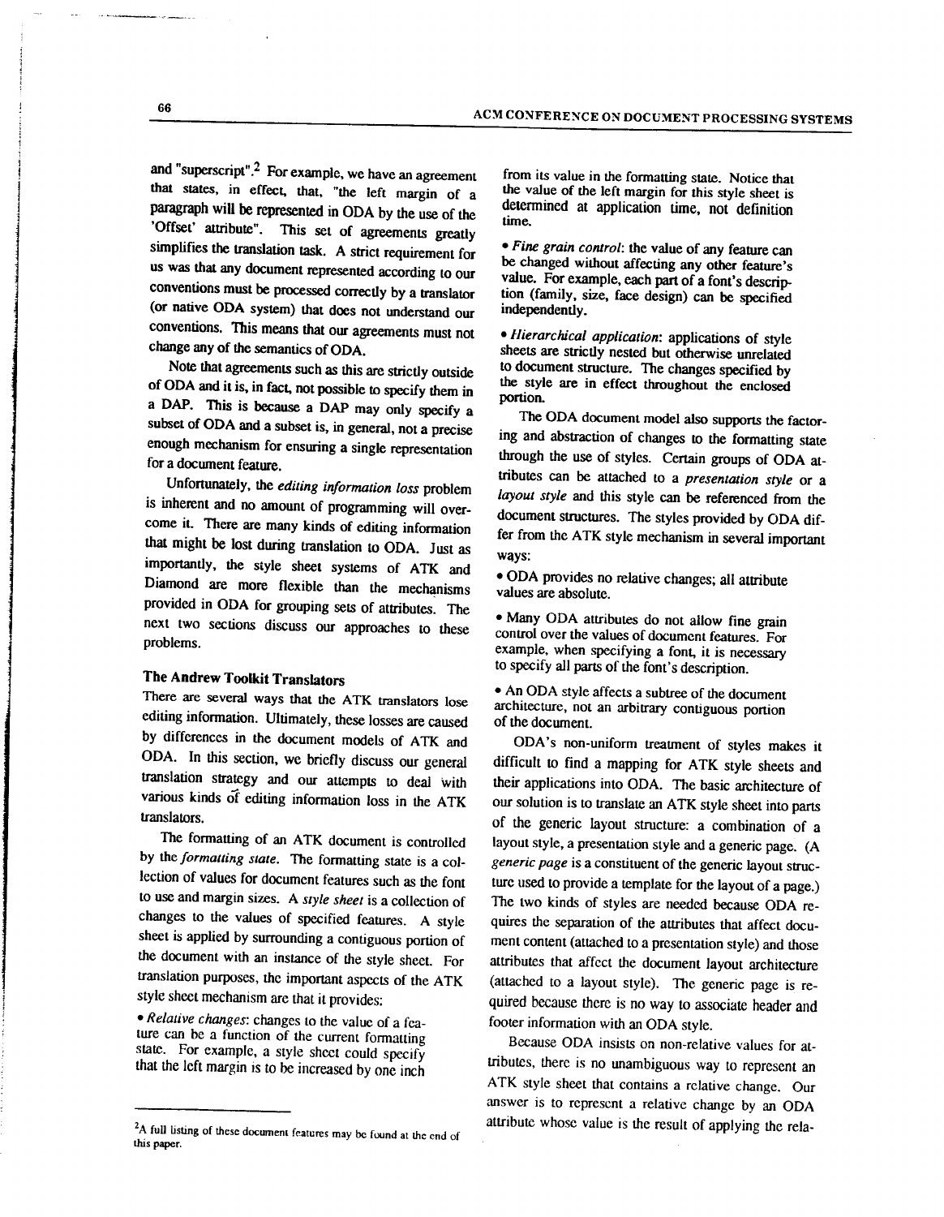and "superscript".[2] For example, we have an agreement that states, in effect, that, "the left margin of a paragraph will be represented in ODA by the use of the 'Offset' attribute". This set of agreements greatly simplifies the translation task. A strict requirement for us was that any document represented according to our conventions must be processed correctly by a translator (or native ODA system) that does not understand our conventions. This means that our agreements must not change any of the semantics of ODA.

Note that agreements such as this are strictly outside of ODA and it is, in fact, not possible to specify them in a DAP. This is because a DAP may only specify a subset of ODA and a subset is, in general, not a precise enough mechanism for ensuring a single representation for a document feature.

Unfortunately, the *editing information loss* problem is inherent and no amount of programming will overcome it. There are many kinds of editing information that might be lost during translation to ODA. Just as importantly, the style sheet systems of ATK and Diamond are more flexible than the mechanisms provided in ODA for grouping sets of attributes. The next two sections discuss our approaches to these problems.

### The Andrew Toolkit Translators

There are several ways that the ATK translators lose editing information. Ultimately, these losses are caused by differences in the document models of ATK and ODA. In this section, we briefly discuss our general translation strategy and our attempts to deal with various kinds of editing information loss in the ATK translators.

The formatting of an ATK document is controlled by the *formatting state*. The formatting state is a collection of values for document features such as the font to use and margin sizes. A *style sheet* is a collection of changes to the values of specified features. A style sheet is applied by surrounding a contiguous portion of the document with an instance of the style sheet. For translation purposes, the important aspects of the ATK style sheet mechanism are that it provides:

- *Relative changes*: changes to the value of a feature can be a function of the current formatting state. For example, a style sheet could specify that the left margin is to be increased by one inch from its value in the formatting state. Notice that the value of the left margin for this style sheet is determined at application time, not definition time.
- *Fine grain control*: the value of any feature can be changed without affecting any other feature's value. For example, each part of a font's description (family, size, face design) can be specified independently.
- *Hierarchical application*: applications of style sheets are strictly nested but otherwise unrelated to document structure. The changes specified by the style are in effect throughout the enclosed portion.

The ODA document model also supports the factoring and abstraction of changes to the formatting state through the use of styles. Certain groups of ODA attributes can be attached to a *presentation style* or a *layout style* and this style can be referenced from the document structures. The styles provided by ODA differ from the ATK style mechanism in several important ways:

- ODA provides no relative changes; all attribute values are absolute.
- Many ODA attributes do not allow fine grain control over the values of document features. For example, when specifying a font, it is necessary to specify all parts of the font's description.
- An ODA style affects a subtree of the document architecture, not an arbitrary contiguous portion of the document.

ODA's non-uniform treatment of styles makes it difficult to find a mapping for ATK style sheets and their applications into ODA. The basic architecture of our solution is to translate an ATK style sheet into parts of the generic layout structure: a combination of a layout style, a presentation style and a generic page. (A *generic page* is a constituent of the generic layout structure used to provide a template for the layout of a page.) The two kinds of styles are needed because ODA requires the separation of the attributes that affect document content (attached to a presentation style) and those attributes that affect the document layout architecture (attached to a layout style). The generic page is required because there is no way to associate header and footer information with an ODA style.

Because ODA insists on non-relative values for attributes, there is no unambiguous way to represent an ATK style sheet that contains a relative change. Our answer is to represent a relative change by an ODA attribute whose value is the result of applying the rela-

[2] A full listing of these document features may be found at the end of this paper.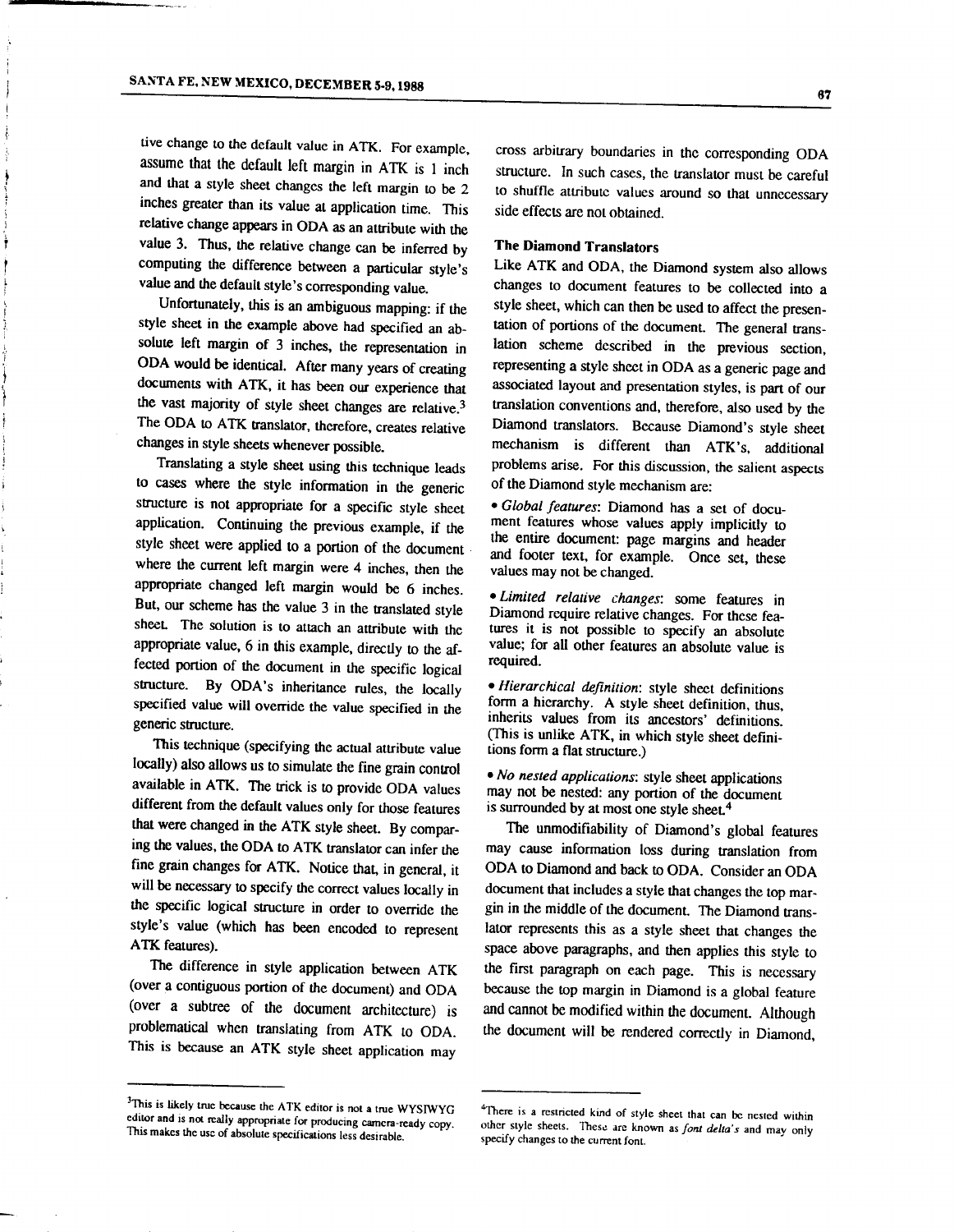tive change to the default value in ATK. For example, assume that the default left margin in ATK is 1 inch and that a style sheet changes the left margin to be 2 inches greater than its value at application time. This relative change appears in ODA as an attribute with the value 3. Thus, the relative change can be inferred by computing the difference between a particular style's value and the default style's corresponding value.

Unfortunately, this is an ambiguous mapping: if the style sheet in the example above had specified an absolute left margin of 3 inches, the representation in ODA would be identical. After many years of creating documents with ATK, it has been our experience that the vast majority of style sheet changes are relative.[3] The ODA to ATK translator, therefore, creates relative changes in style sheets whenever possible.

Translating a style sheet using this technique leads to cases where the style information in the generic structure is not appropriate for a specific style sheet application. Continuing the previous example, if the style sheet were applied to a portion of the document where the current left margin were 4 inches, then the appropriate changed left margin would be 6 inches. But, our scheme has the value 3 in the translated style sheet. The solution is to attach an attribute with the appropriate value, 6 in this example, directly to the affected portion of the document in the specific logical structure. By ODA's inheritance rules, the locally specified value will override the value specified in the generic structure.

This technique (specifying the actual attribute value locally) also allows us to simulate the fine grain control available in ATK. The trick is to provide ODA values different from the default values only for those features that were changed in the ATK style sheet. By comparing the values, the ODA to ATK translator can infer the fine grain changes for ATK. Notice that, in general, it will be necessary to specify the correct values locally in the specific logical structure in order to override the style's value (which has been encoded to represent ATK features).

The difference in style application between ATK (over a contiguous portion of the document) and ODA (over a subtree of the document architecture) is problematical when translating from ATK to ODA. This is because an ATK style sheet application may cross arbitrary boundaries in the corresponding ODA structure. In such cases, the translator must be careful to shuffle attribute values around so that unnecessary side effects are not obtained.

### The Diamond Translators

Like ATK and ODA, the Diamond system also allows changes to document features to be collected into a style sheet, which can then be used to affect the presentation of portions of the document. The general translation scheme described in the previous section, representing a style sheet in ODA as a generic page and associated layout and presentation styles, is part of our translation conventions and, therefore, also used by the Diamond translators. Because Diamond's style sheet mechanism is different than ATK's, additional problems arise. For this discussion, the salient aspects of the Diamond style mechanism are:

- *Global features*: Diamond has a set of document features whose values apply implicitly to the entire document: page margins and header and footer text, for example. Once set, these values may not be changed.
- *Limited relative changes*: some features in Diamond require relative changes. For these features it is not possible to specify an absolute value; for all other features an absolute value is required.
- *Hierarchical definition*: style sheet definitions form a hierarchy. A style sheet definition, thus, inherits values from its ancestors' definitions. (This is unlike ATK, in which style sheet definitions form a flat structure.)
- *No nested applications*: style sheet applications may not be nested: any portion of the document is surrounded by at most one style sheet.[4]

The unmodifiability of Diamond's global features may cause information loss during translation from ODA to Diamond and back to ODA. Consider an ODA document that includes a style that changes the top margin in the middle of the document. The Diamond translator represents this as a style sheet that changes the space above paragraphs, and then applies this style to the first paragraph on each page. This is necessary because the top margin in Diamond is a global feature and cannot be modified within the document. Although the document will be rendered correctly in Diamond,

---

[3]This is likely true because the ATK editor is not a true WYSIWYG editor and is not really appropriate for producing camera-ready copy. This makes the use of absolute specifications less desirable.

[4]There is a restricted kind of style sheet that can be nested within other style sheets. These are known as *font delta's* and may only specify changes to the current font.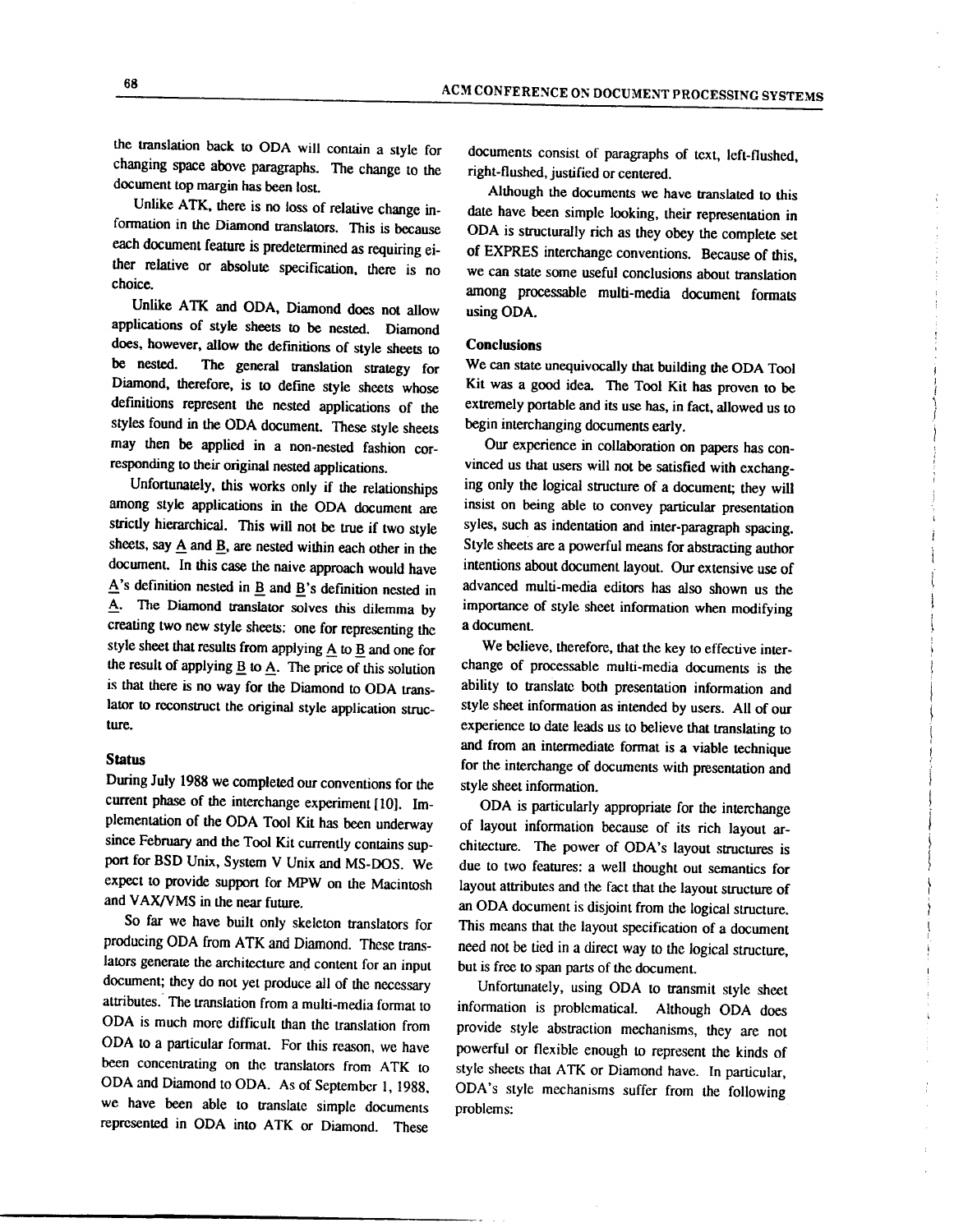the translation back to ODA will contain a style for changing space above paragraphs. The change to the document top margin has been lost.

Unlike ATK, there is no loss of relative change information in the Diamond translators. This is because each document feature is predetermined as requiring either relative or absolute specification, there is no choice.

Unlike ATK and ODA, Diamond does not allow applications of style sheets to be nested. Diamond does, however, allow the definitions of style sheets to be nested. The general translation strategy for Diamond, therefore, is to define style sheets whose definitions represent the nested applications of the styles found in the ODA document. These style sheets may then be applied in a non-nested fashion corresponding to their original nested applications.

Unfortunately, this works only if the relationships among style applications in the ODA document are strictly hierarchical. This will not be true if two style sheets, say A and B, are nested within each other in the document. In this case the naive approach would have A's definition nested in B and B's definition nested in A. The Diamond translator solves this dilemma by creating two new style sheets: one for representing the style sheet that results from applying A to B and one for the result of applying B to A. The price of this solution is that there is no way for the Diamond to ODA translator to reconstruct the original style application structure.

**Status**

During July 1988 we completed our conventions for the current phase of the interchange experiment [10]. Implementation of the ODA Tool Kit has been underway since February and the Tool Kit currently contains support for BSD Unix, System V Unix and MS-DOS. We expect to provide support for MPW on the Macintosh and VAX/VMS in the near future.

So far we have built only skeleton translators for producing ODA from ATK and Diamond. These translators generate the architecture and content for an input document; they do not yet produce all of the necessary attributes. The translation from a multi-media format to ODA is much more difficult than the translation from ODA to a particular format. For this reason, we have been concentrating on the translators from ATK to ODA and Diamond to ODA. As of September 1, 1988, we have been able to translate simple documents represented in ODA into ATK or Diamond. These documents consist of paragraphs of text, left-flushed, right-flushed, justified or centered.

Although the documents we have translated to this date have been simple looking, their representation in ODA is structurally rich as they obey the complete set of EXPRES interchange conventions. Because of this, we can state some useful conclusions about translation among processable multi-media document formats using ODA.

**Conclusions**

We can state unequivocally that building the ODA Tool Kit was a good idea. The Tool Kit has proven to be extremely portable and its use has, in fact, allowed us to begin interchanging documents early.

Our experience in collaboration on papers has convinced us that users will not be satisfied with exchanging only the logical structure of a document; they will insist on being able to convey particular presentation syles, such as indentation and inter-paragraph spacing. Style sheets are a powerful means for abstracting author intentions about document layout. Our extensive use of advanced multi-media editors has also shown us the importance of style sheet information when modifying a document.

We believe, therefore, that the key to effective interchange of processable multi-media documents is the ability to translate both presentation information and style sheet information as intended by users. All of our experience to date leads us to believe that translating to and from an intermediate format is a viable technique for the interchange of documents with presentation and style sheet information.

ODA is particularly appropriate for the interchange of layout information because of its rich layout architecture. The power of ODA's layout structures is due to two features: a well thought out semantics for layout attributes and the fact that the layout structure of an ODA document is disjoint from the logical structure. This means that the layout specification of a document need not be tied in a direct way to the logical structure, but is free to span parts of the document.

Unfortunately, using ODA to transmit style sheet information is problematical. Although ODA does provide style abstraction mechanisms, they are not powerful or flexible enough to represent the kinds of style sheets that ATK or Diamond have. In particular, ODA's style mechanisms suffer from the following problems: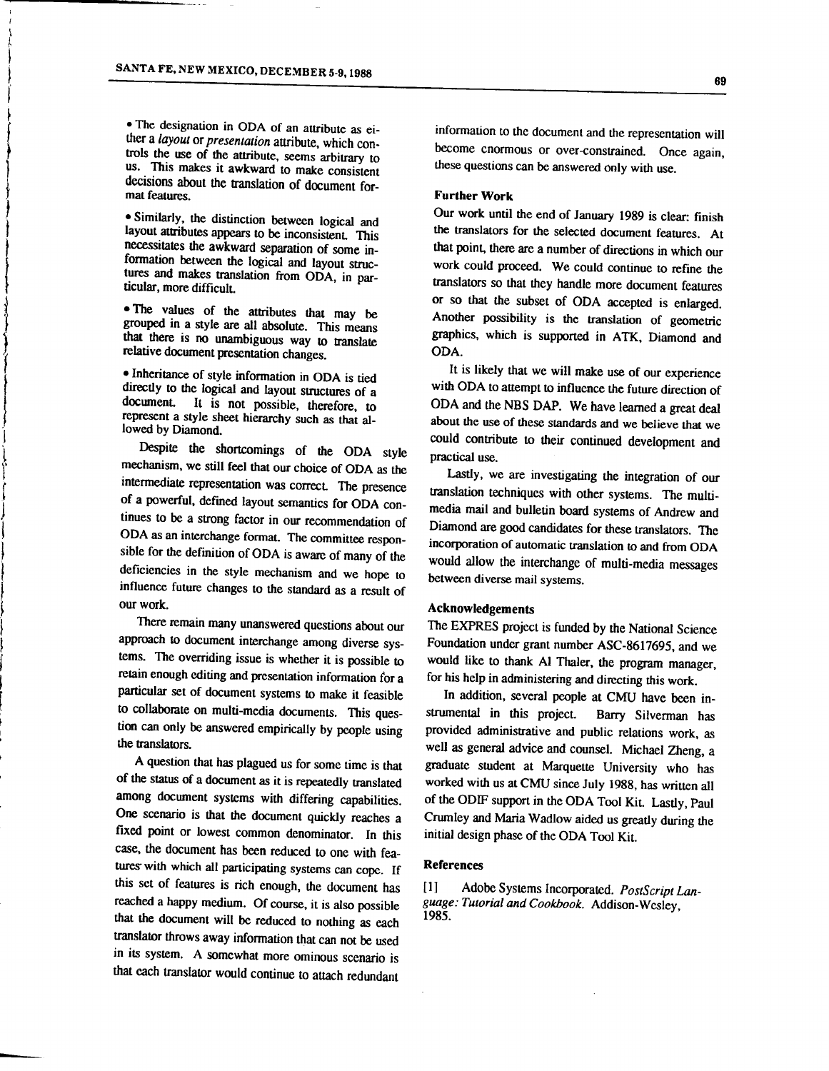- The designation in ODA of an attribute as either a *layout* or *presentation* attribute, which controls the use of the attribute, seems arbitrary to us. This makes it awkward to make consistent decisions about the translation of document format features.

- Similarly, the distinction between logical and layout attributes appears to be inconsistent. This necessitates the awkward separation of some information between the logical and layout structures and makes translation from ODA, in particular, more difficult.

- The values of the attributes that may be grouped in a style are all absolute. This means that there is no unambiguous way to translate relative document presentation changes.

- Inheritance of style information in ODA is tied directly to the logical and layout structures of a document. It is not possible, therefore, to represent a style sheet hierarchy such as that allowed by Diamond.

Despite the shortcomings of the ODA style mechanism, we still feel that our choice of ODA as the intermediate representation was correct. The presence of a powerful, defined layout semantics for ODA continues to be a strong factor in our recommendation of ODA as an interchange format. The committee responsible for the definition of ODA is aware of many of the deficiencies in the style mechanism and we hope to influence future changes to the standard as a result of our work.

There remain many unanswered questions about our approach to document interchange among diverse systems. The overriding issue is whether it is possible to retain enough editing and presentation information for a particular set of document systems to make it feasible to collaborate on multi-media documents. This question can only be answered empirically by people using the translators.

A question that has plagued us for some time is that of the status of a document as it is repeatedly translated among document systems with differing capabilities. One scenario is that the document quickly reaches a fixed point or lowest common denominator. In this case, the document has been reduced to one with features with which all participating systems can cope. If this set of features is rich enough, the document has reached a happy medium. Of course, it is also possible that the document will be reduced to nothing as each translator throws away information that can not be used in its system. A somewhat more ominous scenario is that each translator would continue to attach redundant information to the document and the representation will become enormous or over-constrained. Once again, these questions can be answered only with use.

### Further Work

Our work until the end of January 1989 is clear: finish the translators for the selected document features. At that point, there are a number of directions in which our work could proceed. We could continue to refine the translators so that they handle more document features or so that the subset of ODA accepted is enlarged. Another possibility is the translation of geometric graphics, which is supported in ATK, Diamond and ODA.

It is likely that we will make use of our experience with ODA to attempt to influence the future direction of ODA and the NBS DAP. We have learned a great deal about the use of these standards and we believe that we could contribute to their continued development and practical use.

Lastly, we are investigating the integration of our translation techniques with other systems. The multi-media mail and bulletin board systems of Andrew and Diamond are good candidates for these translators. The incorporation of automatic translation to and from ODA would allow the interchange of multi-media messages between diverse mail systems.

### Acknowledgements

The EXPRES project is funded by the National Science Foundation under grant number ASC-8617695, and we would like to thank Al Thaler, the program manager, for his help in administering and directing this work.

In addition, several people at CMU have been instrumental in this project. Barry Silverman has provided administrative and public relations work, as well as general advice and counsel. Michael Zheng, a graduate student at Marquette University who has worked with us at CMU since July 1988, has written all of the ODIF support in the ODA Tool Kit. Lastly, Paul Crumley and Maria Wadlow aided us greatly during the initial design phase of the ODA Tool Kit.

### References

[1] Adobe Systems Incorporated. *PostScript Language: Tutorial and Cookbook.* Addison-Wesley, 1985.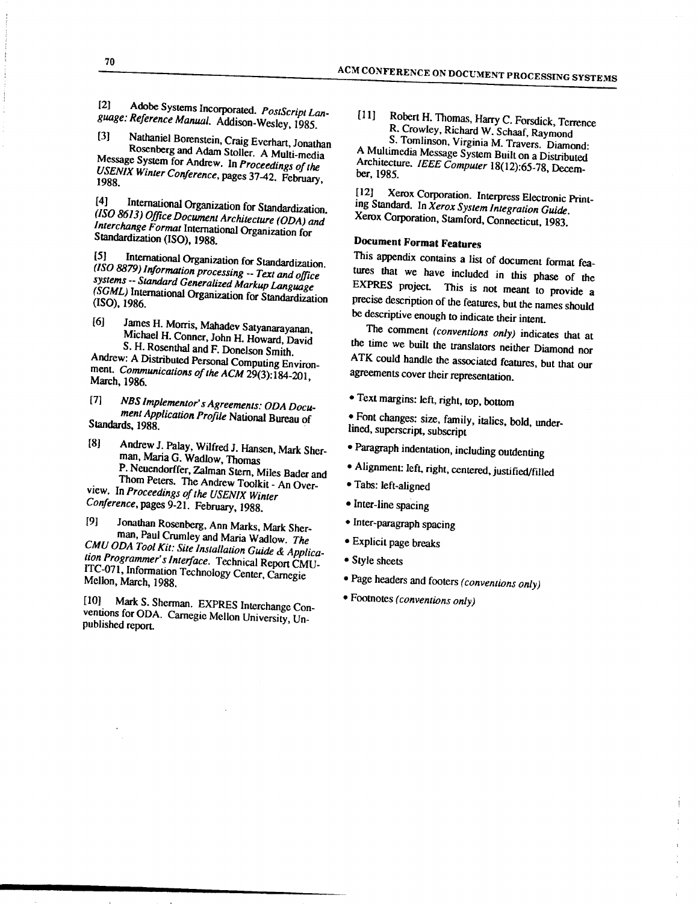[2] Adobe Systems Incorporated. *PostScript Language: Reference Manual.* Addison-Wesley, 1985.

[3] Nathaniel Borenstein, Craig Everhart, Jonathan Rosenberg and Adam Stoller. A Multi-media Message System for Andrew. In *Proceedings of the USENIX Winter Conference*, pages 37-42. February, 1988.

[4] International Organization for Standardization. *(ISO 8613) Office Document Architecture (ODA) and Interchange Format* International Organization for Standardization (ISO), 1988.

[5] International Organization for Standardization. *(ISO 8879) Information processing -- Text and office systems -- Standard Generalized Markup Language (SGML)* International Organization for Standardization (ISO), 1986.

[6] James H. Morris, Mahadev Satyanarayanan, Michael H. Conner, John H. Howard, David S. H. Rosenthal and F. Donelson Smith. Andrew: A Distributed Personal Computing Environment. *Communications of the ACM* 29(3):184-201, March, 1986.

[7] *NBS Implementor's Agreements: ODA Document Application Profile* National Bureau of Standards, 1988.

[8] Andrew J. Palay, Wilfred J. Hansen, Mark Sherman, Maria G. Wadlow, Thomas P. Neuendorffer, Zalman Stern, Miles Bader and Thom Peters. The Andrew Toolkit - An Overview. In *Proceedings of the USENIX Winter Conference*, pages 9-21. February, 1988.

[9] Jonathan Rosenberg, Ann Marks, Mark Sherman, Paul Crumley and Maria Wadlow. *The CMU ODA Tool Kit: Site Installation Guide & Application Programmer's Interface.* Technical Report CMU-ITC-071, Information Technology Center, Carnegie Mellon, March, 1988.

[10] Mark S. Sherman. EXPRES Interchange Conventions for ODA. Carnegie Mellon University, Unpublished report.

[11] Robert H. Thomas, Harry C. Forsdick, Terrence R. Crowley, Richard W. Schaaf, Raymond S. Tomlinson, Virginia M. Travers. Diamond: A Multimedia Message System Built on a Distributed Architecture. *IEEE Computer* 18(12):65-78, December, 1985.

[12] Xerox Corporation. Interpress Electronic Printing Standard. In *Xerox System Integration Guide.* Xerox Corporation, Stamford, Connecticut, 1983.

### Document Format Features

This appendix contains a list of document format features that we have included in this phase of the EXPRES project. This is not meant to provide a precise description of the features, but the names should be descriptive enough to indicate their intent.

The comment *(conventions only)* indicates that at the time we built the translators neither Diamond nor ATK could handle the associated features, but that our agreements cover their representation.

- Text margins: left, right, top, bottom
- Font changes: size, family, italics, bold, underlined, superscript, subscript
- Paragraph indentation, including outdenting
- Alignment: left, right, centered, justified/filled
- Tabs: left-aligned
- Inter-line spacing
- Inter-paragraph spacing
- Explicit page breaks
- Style sheets
- Page headers and footers *(conventions only)*
- Footnotes *(conventions only)*